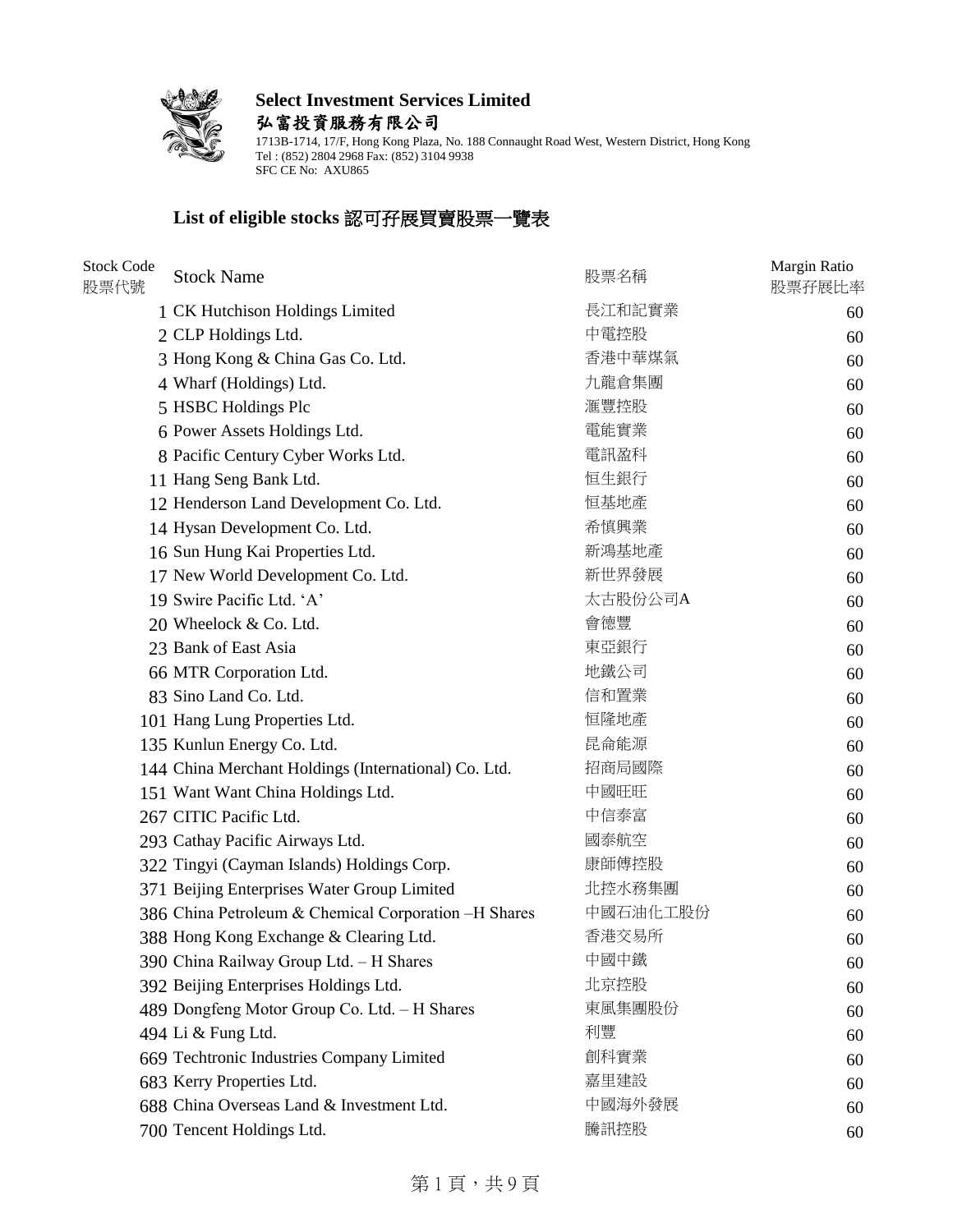**Select Investment Services Limited**
**弘富投資服務有限公司**
1713B-1714, 17/F, Hong Kong Plaza, No. 188 Connaught Road West, Western District, Hong Kong
Tel : (852) 2804 2968 Fax: (852) 3104 9938
SFC CE No: AXU865

## List of eligible stocks 認可孖展買賣股票一覽表

| Stock Code 股票代號 | Stock Name | 股票名稱 | Margin Ratio 股票孖展比率 |
|---|---|---|---|
| 1 | CK Hutchison Holdings Limited | 長江和記實業 | 60 |
| 2 | CLP Holdings Ltd. | 中電控股 | 60 |
| 3 | Hong Kong & China Gas Co. Ltd. | 香港中華煤氣 | 60 |
| 4 | Wharf (Holdings) Ltd. | 九龍倉集團 | 60 |
| 5 | HSBC Holdings Plc | 滙豐控股 | 60 |
| 6 | Power Assets Holdings Ltd. | 電能實業 | 60 |
| 8 | Pacific Century Cyber Works Ltd. | 電訊盈科 | 60 |
| 11 | Hang Seng Bank Ltd. | 恒生銀行 | 60 |
| 12 | Henderson Land Development Co. Ltd. | 恒基地產 | 60 |
| 14 | Hysan Development Co. Ltd. | 希慎興業 | 60 |
| 16 | Sun Hung Kai Properties Ltd. | 新鴻基地產 | 60 |
| 17 | New World Development Co. Ltd. | 新世界發展 | 60 |
| 19 | Swire Pacific Ltd. 'A' | 太古股份公司A | 60 |
| 20 | Wheelock & Co. Ltd. | 會德豐 | 60 |
| 23 | Bank of East Asia | 東亞銀行 | 60 |
| 66 | MTR Corporation Ltd. | 地鐵公司 | 60 |
| 83 | Sino Land Co. Ltd. | 信和置業 | 60 |
| 101 | Hang Lung Properties Ltd. | 恒隆地產 | 60 |
| 135 | Kunlun Energy Co. Ltd. | 昆侖能源 | 60 |
| 144 | China Merchant Holdings (International) Co. Ltd. | 招商局國際 | 60 |
| 151 | Want Want China Holdings Ltd. | 中國旺旺 | 60 |
| 267 | CITIC Pacific Ltd. | 中信泰富 | 60 |
| 293 | Cathay Pacific Airways Ltd. | 國泰航空 | 60 |
| 322 | Tingyi (Cayman Islands) Holdings Corp. | 康師傅控股 | 60 |
| 371 | Beijing Enterprises Water Group Limited | 北控水務集團 | 60 |
| 386 | China Petroleum & Chemical Corporation –H Shares | 中國石油化工股份 | 60 |
| 388 | Hong Kong Exchange & Clearing Ltd. | 香港交易所 | 60 |
| 390 | China Railway Group Ltd. – H Shares | 中國中鐵 | 60 |
| 392 | Beijing Enterprises Holdings Ltd. | 北京控股 | 60 |
| 489 | Dongfeng Motor Group Co. Ltd. – H Shares | 東風集團股份 | 60 |
| 494 | Li & Fung Ltd. | 利豐 | 60 |
| 669 | Techtronic Industries Company Limited | 創科實業 | 60 |
| 683 | Kerry Properties Ltd. | 嘉里建設 | 60 |
| 688 | China Overseas Land & Investment Ltd. | 中國海外發展 | 60 |
| 700 | Tencent Holdings Ltd. | 騰訊控股 | 60 |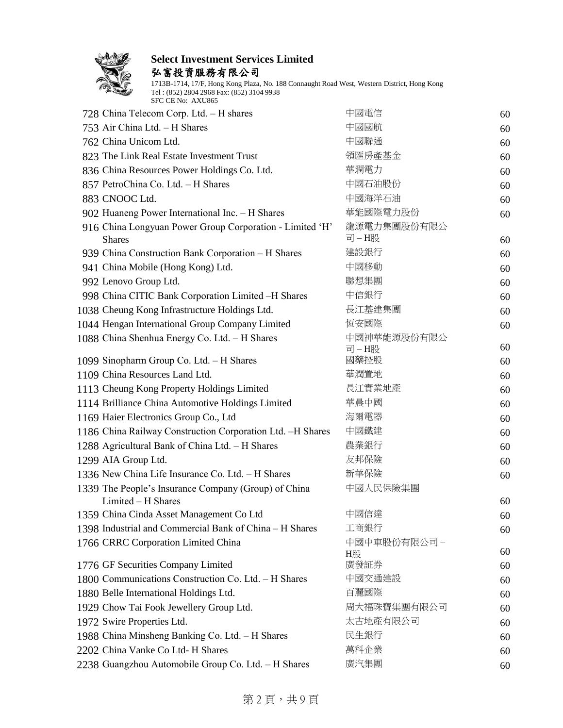| | | | |
|---|---|---|---|
| 728 | China Telecom Corp. Ltd. – H shares | 中國電信 | 60 |
| 753 | Air China Ltd. – H Shares | 中國國航 | 60 |
| 762 | China Unicom Ltd. | 中國聯通 | 60 |
| 823 | The Link Real Estate Investment Trust | 領匯房產基金 | 60 |
| 836 | China Resources Power Holdings Co. Ltd. | 華潤電力 | 60 |
| 857 | PetroChina Co. Ltd. – H Shares | 中國石油股份 | 60 |
| 883 | CNOOC Ltd. | 中國海洋石油 | 60 |
| 902 | Huaneng Power International Inc. – H Shares | 華能國際電力股份 | 60 |
| 916 | China Longyuan Power Group Corporation - Limited ‘H’ Shares | 龍源電力集團股份有限公司 – H股 | 60 |
| 939 | China Construction Bank Corporation – H Shares | 建設銀行 | 60 |
| 941 | China Mobile (Hong Kong) Ltd. | 中國移動 | 60 |
| 992 | Lenovo Group Ltd. | 聯想集團 | 60 |
| 998 | China CITIC Bank Corporation Limited –H Shares | 中信銀行 | 60 |
| 1038 | Cheung Kong Infrastructure Holdings Ltd. | 長江基建集團 | 60 |
| 1044 | Hengan International Group Company Limited | 恆安國際 | 60 |
| 1088 | China Shenhua Energy Co. Ltd. – H Shares | 中國神華能源股份有限公司 – H股 | 60 |
| 1099 | Sinopharm Group Co. Ltd. – H Shares | 國藥控股 | 60 |
| 1109 | China Resources Land Ltd. | 華潤置地 | 60 |
| 1113 | Cheung Kong Property Holdings Limited | 長江實業地產 | 60 |
| 1114 | Brilliance China Automotive Holdings Limited | 華晨中國 | 60 |
| 1169 | Haier Electronics Group Co., Ltd | 海爾電器 | 60 |
| 1186 | China Railway Construction Corporation Ltd. –H Shares | 中國鐵建 | 60 |
| 1288 | Agricultural Bank of China Ltd. – H Shares | 農業銀行 | 60 |
| 1299 | AIA Group Ltd. | 友邦保險 | 60 |
| 1336 | New China Life Insurance Co. Ltd. – H Shares | 新華保險 | 60 |
| 1339 | The People’s Insurance Company (Group) of China Limited – H Shares | 中國人民保險集團 | 60 |
| 1359 | China Cinda Asset Management Co Ltd | 中國信達 | 60 |
| 1398 | Industrial and Commercial Bank of China – H Shares | 工商銀行 | 60 |
| 1766 | CRRC Corporation Limited China | 中國中車股份有限公司 – H股 | 60 |
| 1776 | GF Securities Company Limited | 廣發証券 | 60 |
| 1800 | Communications Construction Co. Ltd. – H Shares | 中國交通建設 | 60 |
| 1880 | Belle International Holdings Ltd. | 百麗國際 | 60 |
| 1929 | Chow Tai Fook Jewellery Group Ltd. | 周大福珠寶集團有限公司 | 60 |
| 1972 | Swire Properties Ltd. | 太古地產有限公司 | 60 |
| 1988 | China Minsheng Banking Co. Ltd. – H Shares | 民生銀行 | 60 |
| 2202 | China Vanke Co Ltd- H Shares | 萬科企業 | 60 |
| 2238 | Guangzhou Automobile Group Co. Ltd. – H Shares | 廣汽集團 | 60 |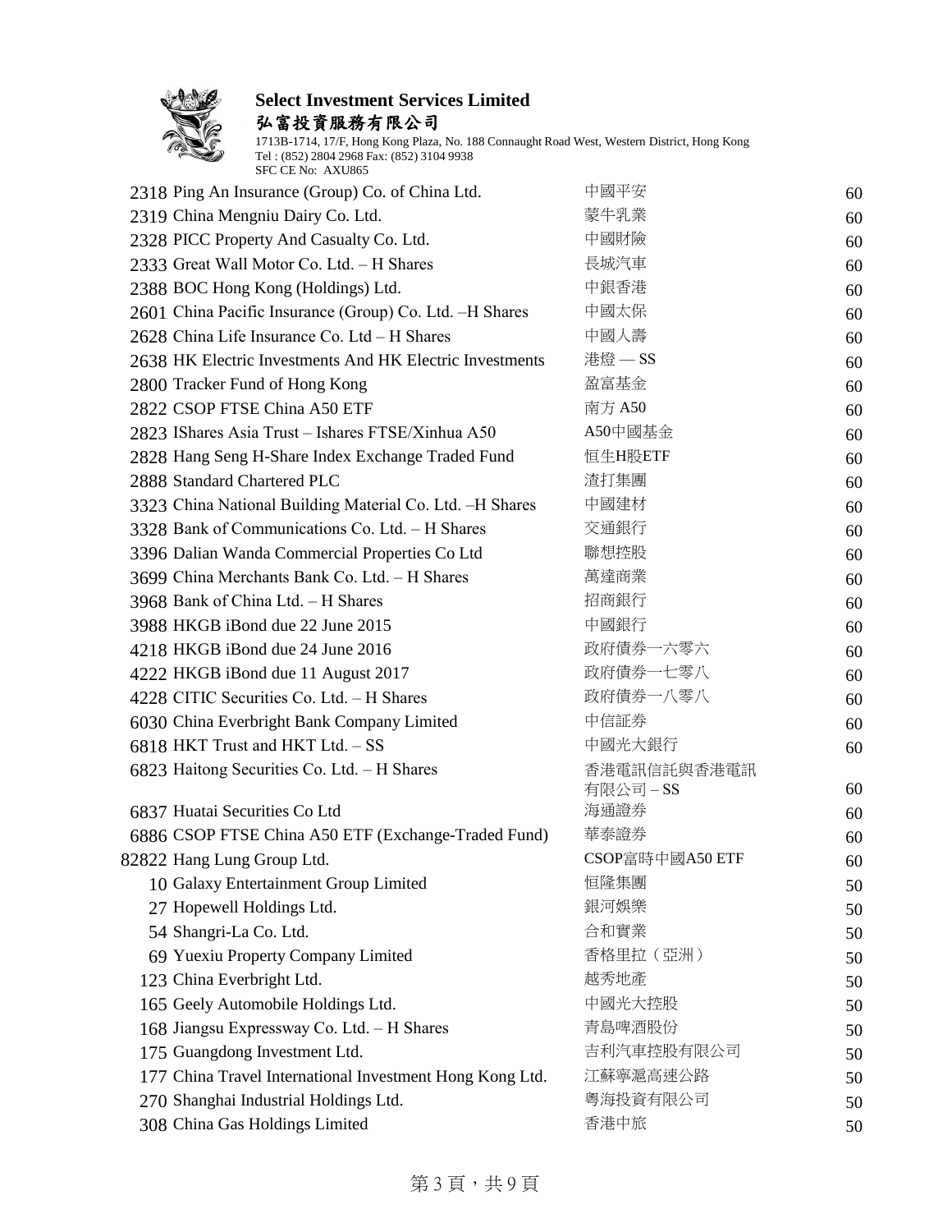**Select Investment Services Limited**
**弘富投資服務有限公司**

1713B-1714, 17/F, Hong Kong Plaza, No. 188 Connaught Road West, Western District, Hong Kong
Tel : (852) 2804 2968 Fax: (852) 3104 9938
SFC CE No: AXU865

| | | | |
|---|---|---|---|
| 2318 | Ping An Insurance (Group) Co. of China Ltd. | 中國平安 | 60 |
| 2319 | China Mengniu Dairy Co. Ltd. | 蒙牛乳業 | 60 |
| 2328 | PICC Property And Casualty Co. Ltd. | 中國財險 | 60 |
| 2333 | Great Wall Motor Co. Ltd. – H Shares | 長城汽車 | 60 |
| 2388 | BOC Hong Kong (Holdings) Ltd. | 中銀香港 | 60 |
| 2601 | China Pacific Insurance (Group) Co. Ltd. –H Shares | 中國太保 | 60 |
| 2628 | China Life Insurance Co. Ltd – H Shares | 中國人壽 | 60 |
| 2638 | HK Electric Investments And HK Electric Investments | 港燈 — SS | 60 |
| 2800 | Tracker Fund of Hong Kong | 盈富基金 | 60 |
| 2822 | CSOP FTSE China A50 ETF | 南方 A50 | 60 |
| 2823 | IShares Asia Trust – Ishares FTSE/Xinhua A50 | A50中國基金 | 60 |
| 2828 | Hang Seng H-Share Index Exchange Traded Fund | 恒生H股ETF | 60 |
| 2888 | Standard Chartered PLC | 渣打集團 | 60 |
| 3323 | China National Building Material Co. Ltd. –H Shares | 中國建材 | 60 |
| 3328 | Bank of Communications Co. Ltd. – H Shares | 交通銀行 | 60 |
| 3396 | Dalian Wanda Commercial Properties Co Ltd | 聯想控股 | 60 |
| 3699 | China Merchants Bank Co. Ltd. – H Shares | 萬達商業 | 60 |
| 3968 | Bank of China Ltd. – H Shares | 招商銀行 | 60 |
| 3988 | HKGB iBond due 22 June 2015 | 中國銀行 | 60 |
| 4218 | HKGB iBond due 24 June 2016 | 政府債券一六零六 | 60 |
| 4222 | HKGB iBond due 11 August 2017 | 政府債券一七零八 | 60 |
| 4228 | CITIC Securities Co. Ltd. – H Shares | 政府債券一八零八 | 60 |
| 6030 | China Everbright Bank Company Limited | 中信証券 | 60 |
| 6818 | HKT Trust and HKT Ltd. – SS | 中國光大銀行 | 60 |
| 6823 | Haitong Securities Co. Ltd. – H Shares | 香港電訊信託與香港電訊有限公司 – SS | 60 |
| 6837 | Huatai Securities Co Ltd | 海通證券 | 60 |
| 6886 | CSOP FTSE China A50 ETF (Exchange-Traded Fund) | 華泰證券 | 60 |
| 82822 | Hang Lung Group Ltd. | CSOP富時中國A50 ETF | 60 |
| 10 | Galaxy Entertainment Group Limited | 恒隆集團 | 50 |
| 27 | Hopewell Holdings Ltd. | 銀河娛樂 | 50 |
| 54 | Shangri-La Co. Ltd. | 合和實業 | 50 |
| 69 | Yuexiu Property Company Limited | 香格里拉（亞洲） | 50 |
| 123 | China Everbright Ltd. | 越秀地產 | 50 |
| 165 | Geely Automobile Holdings Ltd. | 中國光大控股 | 50 |
| 168 | Jiangsu Expressway Co. Ltd. – H Shares | 青島啤酒股份 | 50 |
| 175 | Guangdong Investment Ltd. | 吉利汽車控股有限公司 | 50 |
| 177 | China Travel International Investment Hong Kong Ltd. | 江蘇寧滬高速公路 | 50 |
| 270 | Shanghai Industrial Holdings Ltd. | 粵海投資有限公司 | 50 |
| 308 | China Gas Holdings Limited | 香港中旅 | 50 |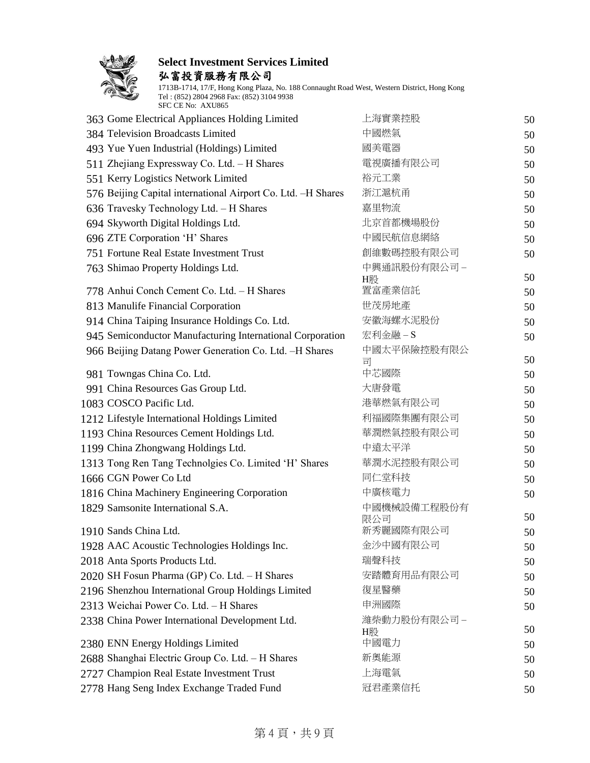**Select Investment Services Limited**
**弘富投資服務有限公司**
1713B-1714, 17/F, Hong Kong Plaza, No. 188 Connaught Road West, Western District, Hong Kong
Tel : (852) 2804 2968 Fax: (852) 3104 9938
SFC CE No: AXU865

| | | | |
|---|---|---|---|
| 363 | Gome Electrical Appliances Holding Limited | 上海實業控股 | 50 |
| 384 | Television Broadcasts Limited | 中國燃氣 | 50 |
| 493 | Yue Yuen Industrial (Holdings) Limited | 國美電器 | 50 |
| 511 | Zhejiang Expressway Co. Ltd. – H Shares | 電視廣播有限公司 | 50 |
| 551 | Kerry Logistics Network Limited | 裕元工業 | 50 |
| 576 | Beijing Capital international Airport Co. Ltd. –H Shares | 浙江滬杭甬 | 50 |
| 636 | Travesky Technology Ltd. – H Shares | 嘉里物流 | 50 |
| 694 | Skyworth Digital Holdings Ltd. | 北京首都機場股份 | 50 |
| 696 | ZTE Corporation 'H' Shares | 中國民航信息網絡 | 50 |
| 751 | Fortune Real Estate Investment Trust | 創維數碼控股有限公司 | 50 |
| 763 | Shimao Property Holdings Ltd. | 中興通訊股份有限公司 – H股 | 50 |
| 778 | Anhui Conch Cement Co. Ltd. – H Shares | 置富產業信託 | 50 |
| 813 | Manulife Financial Corporation | 世茂房地產 | 50 |
| 914 | China Taiping Insurance Holdings Co. Ltd. | 安徽海螺水泥股份 | 50 |
| 945 | Semiconductor Manufacturing International Corporation | 宏利金融 – S | 50 |
| 966 | Beijing Datang Power Generation Co. Ltd. –H Shares | 中國太平保險控股有限公司 | 50 |
| 981 | Towngas China Co. Ltd. | 中芯國際 | 50 |
| 991 | China Resources Gas Group Ltd. | 大唐發電 | 50 |
| 1083 | COSCO Pacific Ltd. | 港華燃氣有限公司 | 50 |
| 1212 | Lifestyle International Holdings Limited | 利福國際集團有限公司 | 50 |
| 1193 | China Resources Cement Holdings Ltd. | 華潤燃氣控股有限公司 | 50 |
| 1199 | China Zhongwang Holdings Ltd. | 中遠太平洋 | 50 |
| 1313 | Tong Ren Tang Technolgies Co. Limited 'H' Shares | 華潤水泥控股有限公司 | 50 |
| 1666 | CGN Power Co Ltd | 同仁堂科技 | 50 |
| 1816 | China Machinery Engineering Corporation | 中廣核電力 | 50 |
| 1829 | Samsonite International S.A. | 中國機械設備工程股份有限公司 | 50 |
| 1910 | Sands China Ltd. | 新秀麗國際有限公司 | 50 |
| 1928 | AAC Acoustic Technologies Holdings Inc. | 金沙中國有限公司 | 50 |
| 2018 | Anta Sports Products Ltd. | 瑞聲科技 | 50 |
| 2020 | SH Fosun Pharma (GP) Co. Ltd. – H Shares | 安踏體育用品有限公司 | 50 |
| 2196 | Shenzhou International Group Holdings Limited | 復星醫藥 | 50 |
| 2313 | Weichai Power Co. Ltd. – H Shares | 申洲國際 | 50 |
| 2338 | China Power International Development Ltd. | 濰柴動力股份有限公司 – H股 | 50 |
| 2380 | ENN Energy Holdings Limited | 中國電力 | 50 |
| 2688 | Shanghai Electric Group Co. Ltd. – H Shares | 新奧能源 | 50 |
| 2727 | Champion Real Estate Investment Trust | 上海電氣 | 50 |
| 2778 | Hang Seng Index Exchange Traded Fund | 冠君產業信托 | 50 |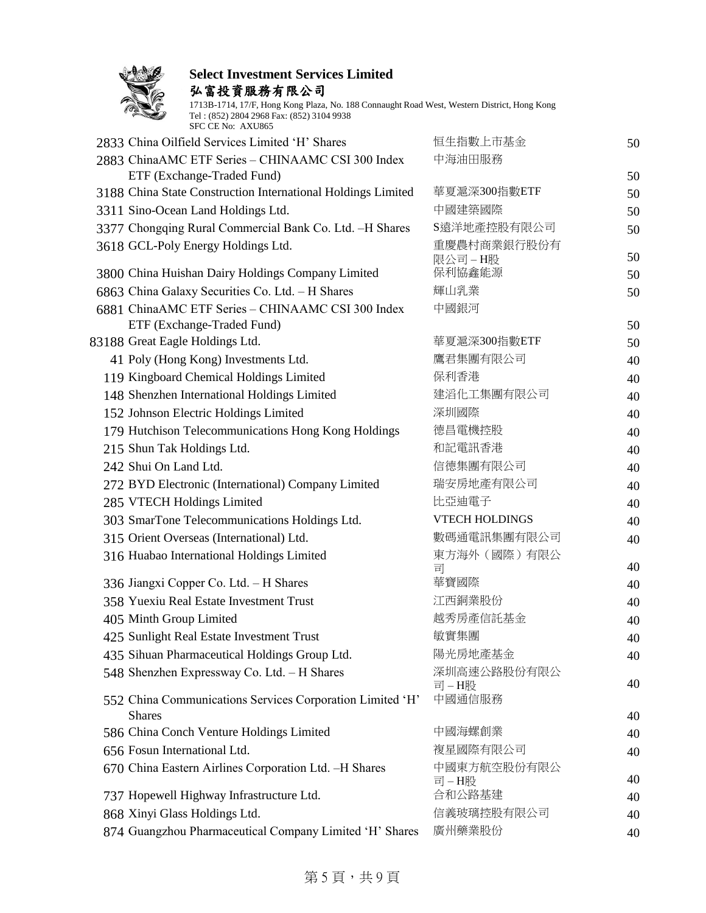**Select Investment Services Limited**
**弘富投資服務有限公司**
1713B-1714, 17/F, Hong Kong Plaza, No. 188 Connaught Road West, Western District, Hong Kong
Tel : (852) 2804 2968 Fax: (852) 3104 9938
SFC CE No: AXU865

| | | | |
|---|---|---|---|
| 2833 | China Oilfield Services Limited 'H' Shares | 恒生指數上市基金 | 50 |
| 2883 | ChinaAMC ETF Series – CHINAAMC CSI 300 Index ETF (Exchange-Traded Fund) | 中海油田服務 | 50 |
| 3188 | China State Construction International Holdings Limited | 華夏滬深300指數ETF | 50 |
| 3311 | Sino-Ocean Land Holdings Ltd. | 中國建築國際 | 50 |
| 3377 | Chongqing Rural Commercial Bank Co. Ltd. –H Shares | S遠洋地產控股有限公司 | 50 |
| 3618 | GCL-Poly Energy Holdings Ltd. | 重慶農村商業銀行股份有限公司 – H股 | 50 |
| 3800 | China Huishan Dairy Holdings Company Limited | 保利協鑫能源 | 50 |
| 6863 | China Galaxy Securities Co. Ltd. – H Shares | 輝山乳業 | 50 |
| 6881 | ChinaAMC ETF Series – CHINAAMC CSI 300 Index ETF (Exchange-Traded Fund) | 中國銀河 | 50 |
| 83188 | Great Eagle Holdings Ltd. | 華夏滬深300指數ETF | 50 |
| 41 | Poly (Hong Kong) Investments Ltd. | 鷹君集團有限公司 | 40 |
| 119 | Kingboard Chemical Holdings Limited | 保利香港 | 40 |
| 148 | Shenzhen International Holdings Limited | 建滔化工集團有限公司 | 40 |
| 152 | Johnson Electric Holdings Limited | 深圳國際 | 40 |
| 179 | Hutchison Telecommunications Hong Kong Holdings | 德昌電機控股 | 40 |
| 215 | Shun Tak Holdings Ltd. | 和記電訊香港 | 40 |
| 242 | Shui On Land Ltd. | 信德集團有限公司 | 40 |
| 272 | BYD Electronic (International) Company Limited | 瑞安房地產有限公司 | 40 |
| 285 | VTECH Holdings Limited | 比亞迪電子 | 40 |
| 303 | SmarTone Telecommunications Holdings Ltd. | VTECH HOLDINGS | 40 |
| 315 | Orient Overseas (International) Ltd. | 數碼通電訊集團有限公司 | 40 |
| 316 | Huabao International Holdings Limited | 東方海外（國際）有限公司 | 40 |
| 336 | Jiangxi Copper Co. Ltd. – H Shares | 華寶國際 | 40 |
| 358 | Yuexiu Real Estate Investment Trust | 江西銅業股份 | 40 |
| 405 | Minth Group Limited | 越秀房產信託基金 | 40 |
| 425 | Sunlight Real Estate Investment Trust | 敏實集團 | 40 |
| 435 | Sihuan Pharmaceutical Holdings Group Ltd. | 陽光房地產基金 | 40 |
| 548 | Shenzhen Expressway Co. Ltd. – H Shares | 深圳高速公路股份有限公司 – H股 | 40 |
| 552 | China Communications Services Corporation Limited 'H' Shares | 中國通信服務 | 40 |
| 586 | China Conch Venture Holdings Limited | 中國海螺創業 | 40 |
| 656 | Fosun International Ltd. | 複星國際有限公司 | 40 |
| 670 | China Eastern Airlines Corporation Ltd. –H Shares | 中國東方航空股份有限公司 – H股 | 40 |
| 737 | Hopewell Highway Infrastructure Ltd. | 合和公路基建 | 40 |
| 868 | Xinyi Glass Holdings Ltd. | 信義玻璃控股有限公司 | 40 |
| 874 | Guangzhou Pharmaceutical Company Limited 'H' Shares | 廣州藥業股份 | 40 |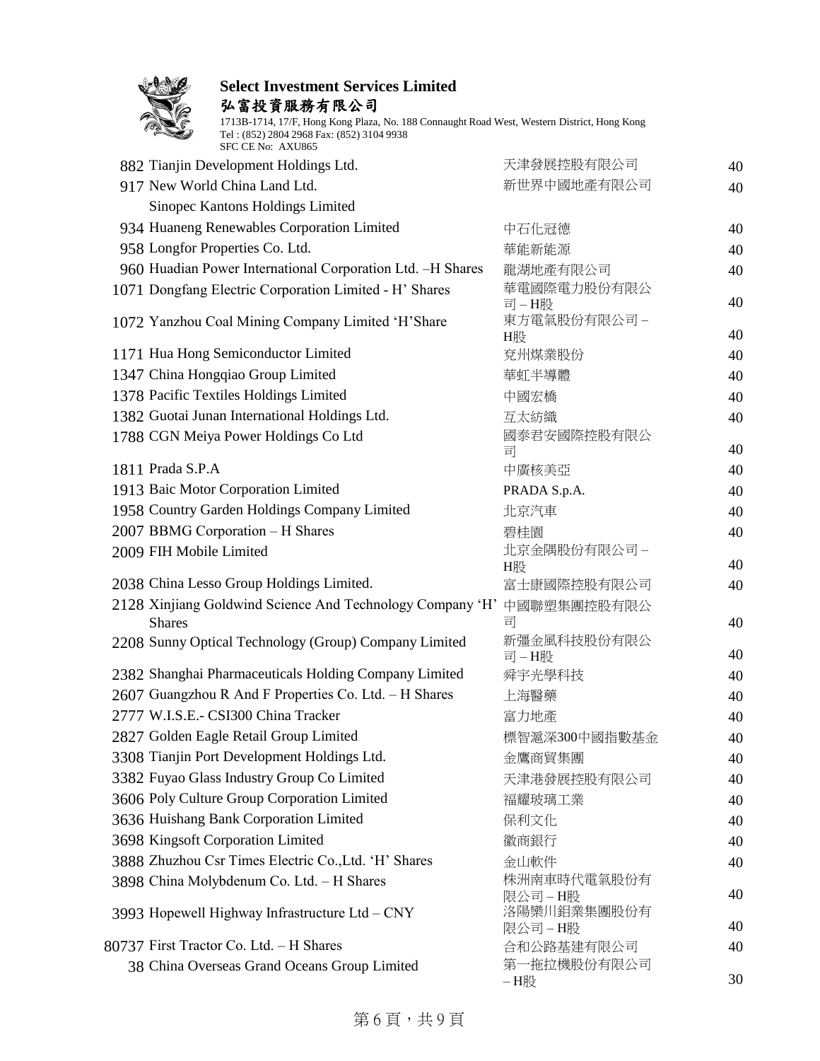| | | | |
|---|---|---|---|
| 882 | Tianjin Development Holdings Ltd. | 天津發展控股有限公司 | 40 |
| 917 | New World China Land Ltd. | 新世界中國地產有限公司 | 40 |
| | Sinopec Kantons Holdings Limited | | |
| 934 | Huaneng Renewables Corporation Limited | 中石化冠德 | 40 |
| 958 | Longfor Properties Co. Ltd. | 華能新能源 | 40 |
| 960 | Huadian Power International Corporation Ltd. –H Shares | 龍湖地產有限公司 | 40 |
| 1071 | Dongfang Electric Corporation Limited - H' Shares | 華電國際電力股份有限公司 – H股 | 40 |
| 1072 | Yanzhou Coal Mining Company Limited 'H'Share | 東方電氣股份有限公司 – H股 | 40 |
| 1171 | Hua Hong Semiconductor Limited | 兗州煤業股份 | 40 |
| 1347 | China Hongqiao Group Limited | 華虹半導體 | 40 |
| 1378 | Pacific Textiles Holdings Limited | 中國宏橋 | 40 |
| 1382 | Guotai Junan International Holdings Ltd. | 互太紡織 | 40 |
| 1788 | CGN Meiya Power Holdings Co Ltd | 國泰君安國際控股有限公司 | 40 |
| 1811 | Prada S.P.A | 中廣核美亞 | 40 |
| 1913 | Baic Motor Corporation Limited | PRADA S.p.A. | 40 |
| 1958 | Country Garden Holdings Company Limited | 北京汽車 | 40 |
| 2007 | BBMG Corporation – H Shares | 碧桂園 | 40 |
| 2009 | FIH Mobile Limited | 北京金隅股份有限公司 – H股 | 40 |
| 2038 | China Lesso Group Holdings Limited. | 富士康國際控股有限公司 | 40 |
| 2128 | Xinjiang Goldwind Science And Technology Company 'H' Shares | 中國聯塑集團控股有限公司 | 40 |
| 2208 | Sunny Optical Technology (Group) Company Limited | 新彊金風科技股份有限公司 – H股 | 40 |
| 2382 | Shanghai Pharmaceuticals Holding Company Limited | 舜宇光學科技 | 40 |
| 2607 | Guangzhou R And F Properties Co. Ltd. – H Shares | 上海醫藥 | 40 |
| 2777 | W.I.S.E.- CSI300 China Tracker | 富力地產 | 40 |
| 2827 | Golden Eagle Retail Group Limited | 標智滬深300中國指數基金 | 40 |
| 3308 | Tianjin Port Development Holdings Ltd. | 金鷹商貿集團 | 40 |
| 3382 | Fuyao Glass Industry Group Co Limited | 天津港發展控股有限公司 | 40 |
| 3606 | Poly Culture Group Corporation Limited | 福耀玻璃工業 | 40 |
| 3636 | Huishang Bank Corporation Limited | 保利文化 | 40 |
| 3698 | Kingsoft Corporation Limited | 徽商銀行 | 40 |
| 3888 | Zhuzhou Csr Times Electric Co.,Ltd. 'H' Shares | 金山軟件 | 40 |
| 3898 | China Molybdenum Co. Ltd. – H Shares | 株洲南車時代電氣股份有限公司 – H股 | 40 |
| 3993 | Hopewell Highway Infrastructure Ltd – CNY | 洛陽欒川鉬業集團股份有限公司 – H股 | 40 |
| 80737 | First Tractor Co. Ltd. – H Shares | 合和公路基建有限公司 | 40 |
| 38 | China Overseas Grand Oceans Group Limited | 第一拖拉機股份有限公司 – H股 | 30 |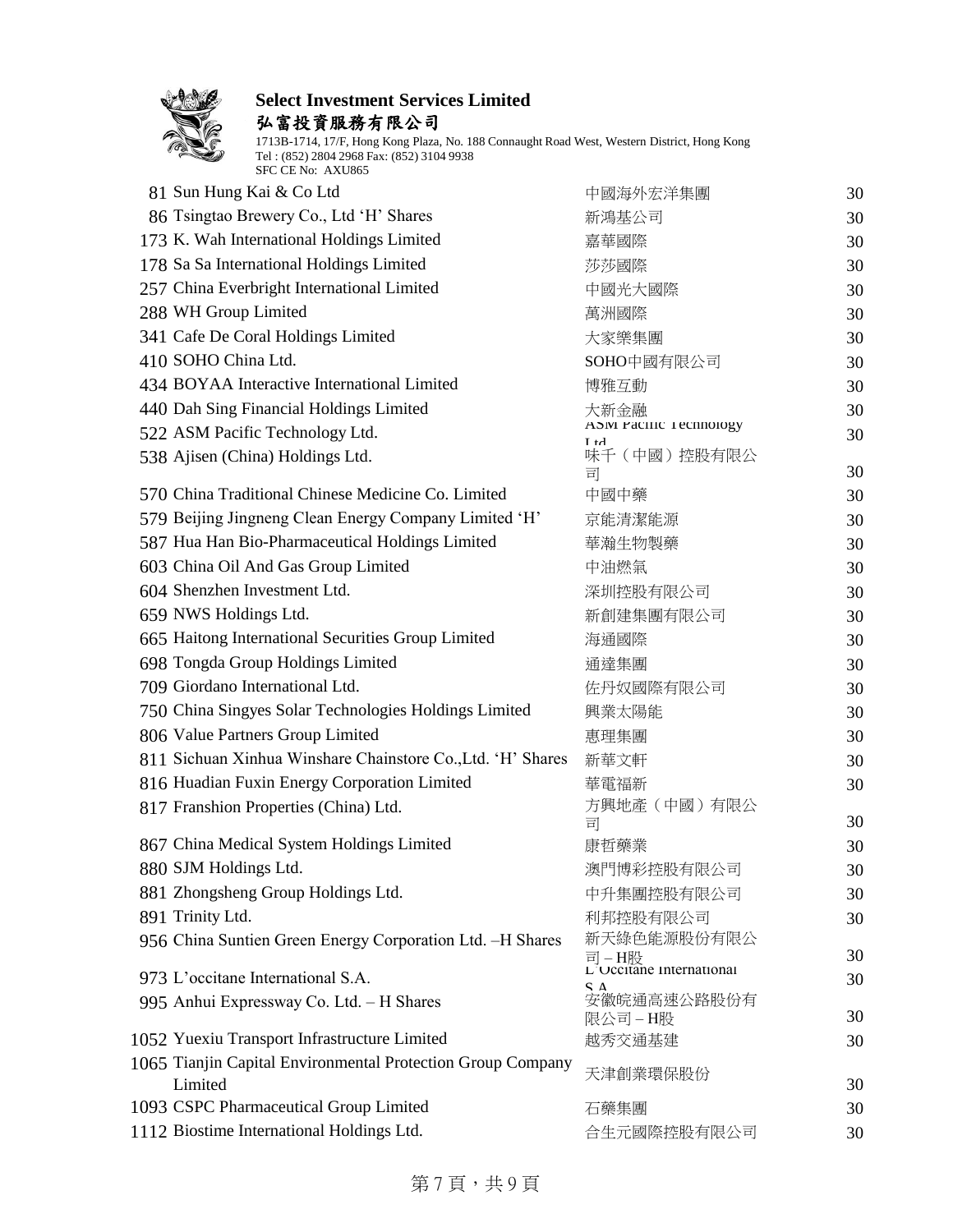| | | | |
|---|---|---|---|
| 81 | Sun Hung Kai & Co Ltd | 中國海外宏洋集團 | 30 |
| 86 | Tsingtao Brewery Co., Ltd 'H' Shares | 新鴻基公司 | 30 |
| 173 | K. Wah International Holdings Limited | 嘉華國際 | 30 |
| 178 | Sa Sa International Holdings Limited | 莎莎國際 | 30 |
| 257 | China Everbright International Limited | 中國光大國際 | 30 |
| 288 | WH Group Limited | 萬洲國際 | 30 |
| 341 | Cafe De Coral Holdings Limited | 大家樂集團 | 30 |
| 410 | SOHO China Ltd. | SOHO中國有限公司 | 30 |
| 434 | BOYAA Interactive International Limited | 博雅互動 | 30 |
| 440 | Dah Sing Financial Holdings Limited | 大新金融 | 30 |
| 522 | ASM Pacific Technology Ltd. | ASM Pacific Technology Ltd | 30 |
| 538 | Ajisen (China) Holdings Ltd. | 味千（中國）控股有限公司 | 30 |
| 570 | China Traditional Chinese Medicine Co. Limited | 中國中藥 | 30 |
| 579 | Beijing Jingneng Clean Energy Company Limited 'H' | 京能清潔能源 | 30 |
| 587 | Hua Han Bio-Pharmaceutical Holdings Limited | 華瀚生物製藥 | 30 |
| 603 | China Oil And Gas Group Limited | 中油燃氣 | 30 |
| 604 | Shenzhen Investment Ltd. | 深圳控股有限公司 | 30 |
| 659 | NWS Holdings Ltd. | 新創建集團有限公司 | 30 |
| 665 | Haitong International Securities Group Limited | 海通國際 | 30 |
| 698 | Tongda Group Holdings Limited | 通達集團 | 30 |
| 709 | Giordano International Ltd. | 佐丹奴國際有限公司 | 30 |
| 750 | China Singyes Solar Technologies Holdings Limited | 興業太陽能 | 30 |
| 806 | Value Partners Group Limited | 惠理集團 | 30 |
| 811 | Sichuan Xinhua Winshare Chainstore Co.,Ltd. 'H' Shares | 新華文軒 | 30 |
| 816 | Huadian Fuxin Energy Corporation Limited | 華電福新 | 30 |
| 817 | Franshion Properties (China) Ltd. | 方興地產（中國）有限公司 | 30 |
| 867 | China Medical System Holdings Limited | 康哲藥業 | 30 |
| 880 | SJM Holdings Ltd. | 澳門博彩控股有限公司 | 30 |
| 881 | Zhongsheng Group Holdings Ltd. | 中升集團控股有限公司 | 30 |
| 891 | Trinity Ltd. | 利邦控股有限公司 | 30 |
| 956 | China Suntien Green Energy Corporation Ltd. –H Shares | 新天綠色能源股份有限公司 – H股 | 30 |
| 973 | L'occitane International S.A. | L'Occitane International S.A. | 30 |
| 995 | Anhui Expressway Co. Ltd. – H Shares | 安徽皖通高速公路股份有限公司 – H股 | 30 |
| 1052 | Yuexiu Transport Infrastructure Limited | 越秀交通基建 | 30 |
| 1065 | Tianjin Capital Environmental Protection Group Company Limited | 天津創業環保股份 | 30 |
| 1093 | CSPC Pharmaceutical Group Limited | 石藥集團 | 30 |
| 1112 | Biostime International Holdings Ltd. | 合生元國際控股有限公司 | 30 |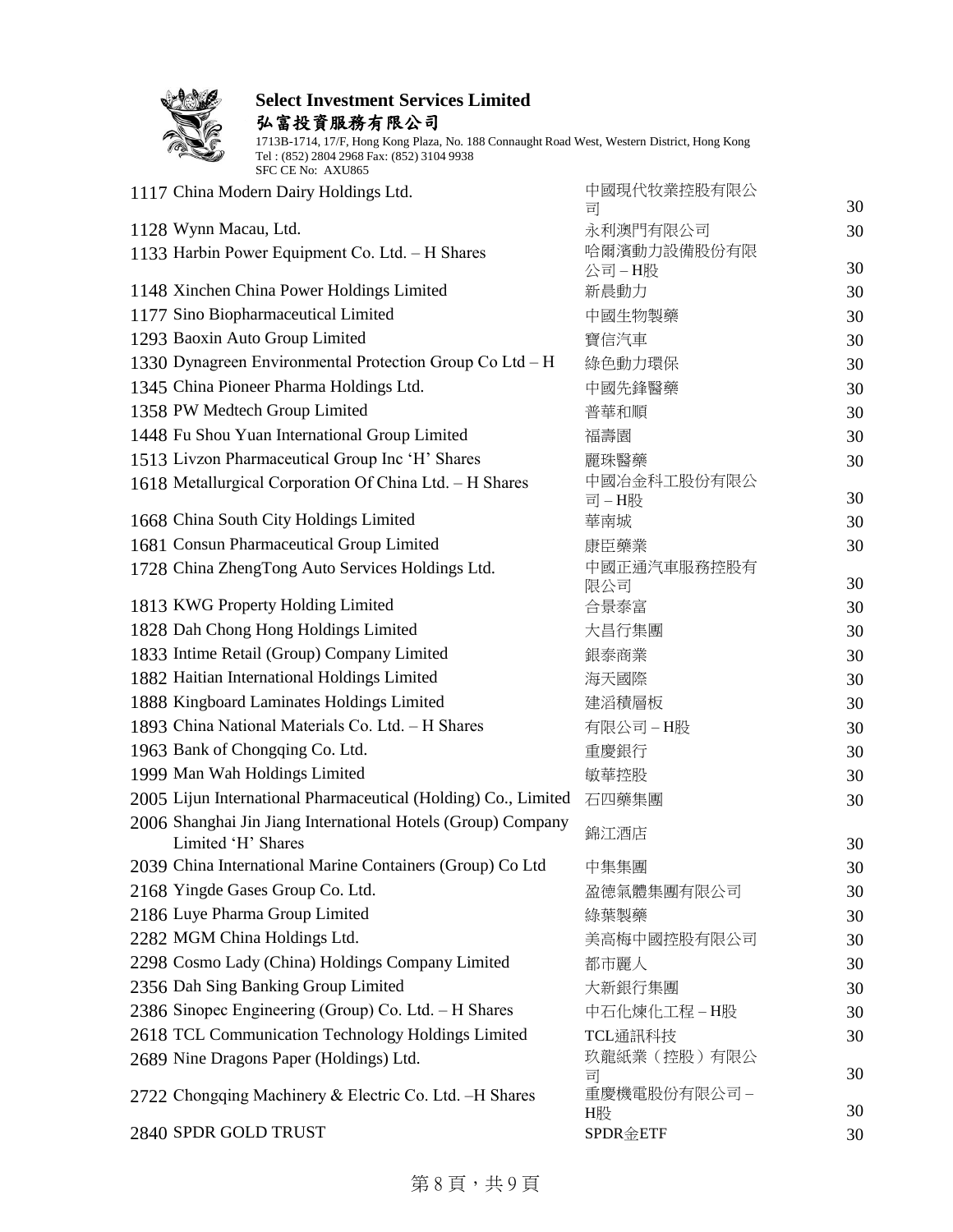**Select Investment Services Limited**
**弘富投資服務有限公司**

1713B-1714, 17/F, Hong Kong Plaza, No. 188 Connaught Road West, Western District, Hong Kong
Tel : (852) 2804 2968 Fax: (852) 3104 9938
SFC CE No: AXU865

| | | | |
|---|---|---|---|
| 1117 | China Modern Dairy Holdings Ltd. | 中國現代牧業控股有限公司 | 30 |
| 1128 | Wynn Macau, Ltd. | 永利澳門有限公司 | 30 |
| 1133 | Harbin Power Equipment Co. Ltd. – H Shares | 哈爾濱動力設備股份有限公司 – H股 | 30 |
| 1148 | Xinchen China Power Holdings Limited | 新晨動力 | 30 |
| 1177 | Sino Biopharmaceutical Limited | 中國生物製藥 | 30 |
| 1293 | Baoxin Auto Group Limited | 寶信汽車 | 30 |
| 1330 | Dynagreen Environmental Protection Group Co Ltd – H | 綠色動力環保 | 30 |
| 1345 | China Pioneer Pharma Holdings Ltd. | 中國先鋒醫藥 | 30 |
| 1358 | PW Medtech Group Limited | 普華和順 | 30 |
| 1448 | Fu Shou Yuan International Group Limited | 福壽園 | 30 |
| 1513 | Livzon Pharmaceutical Group Inc 'H' Shares | 麗珠醫藥 | 30 |
| 1618 | Metallurgical Corporation Of China Ltd. – H Shares | 中國冶金科工股份有限公司 – H股 | 30 |
| 1668 | China South City Holdings Limited | 華南城 | 30 |
| 1681 | Consun Pharmaceutical Group Limited | 康臣藥業 | 30 |
| 1728 | China ZhengTong Auto Services Holdings Ltd. | 中國正通汽車服務控股有限公司 | 30 |
| 1813 | KWG Property Holding Limited | 合景泰富 | 30 |
| 1828 | Dah Chong Hong Holdings Limited | 大昌行集團 | 30 |
| 1833 | Intime Retail (Group) Company Limited | 銀泰商業 | 30 |
| 1882 | Haitian International Holdings Limited | 海天國際 | 30 |
| 1888 | Kingboard Laminates Holdings Limited | 建滔積層板 | 30 |
| 1893 | China National Materials Co. Ltd. – H Shares | 有限公司 – H股 | 30 |
| 1963 | Bank of Chongqing Co. Ltd. | 重慶銀行 | 30 |
| 1999 | Man Wah Holdings Limited | 敏華控股 | 30 |
| 2005 | Lijun International Pharmaceutical (Holding) Co., Limited | 石四藥集團 | 30 |
| 2006 | Shanghai Jin Jiang International Hotels (Group) Company Limited 'H' Shares | 錦江酒店 | 30 |
| 2039 | China International Marine Containers (Group) Co Ltd | 中集集團 | 30 |
| 2168 | Yingde Gases Group Co. Ltd. | 盈德氣體集團有限公司 | 30 |
| 2186 | Luye Pharma Group Limited | 綠葉製藥 | 30 |
| 2282 | MGM China Holdings Ltd. | 美高梅中國控股有限公司 | 30 |
| 2298 | Cosmo Lady (China) Holdings Company Limited | 都市麗人 | 30 |
| 2356 | Dah Sing Banking Group Limited | 大新銀行集團 | 30 |
| 2386 | Sinopec Engineering (Group) Co. Ltd. – H Shares | 中石化煉化工程 – H股 | 30 |
| 2618 | TCL Communication Technology Holdings Limited | TCL通訊科技 | 30 |
| 2689 | Nine Dragons Paper (Holdings) Ltd. | 玖龍紙業（控股）有限公司 | 30 |
| 2722 | Chongqing Machinery & Electric Co. Ltd. –H Shares | 重慶機電股份有限公司 – H股 | 30 |
| 2840 | SPDR GOLD TRUST | SPDR金ETF | 30 |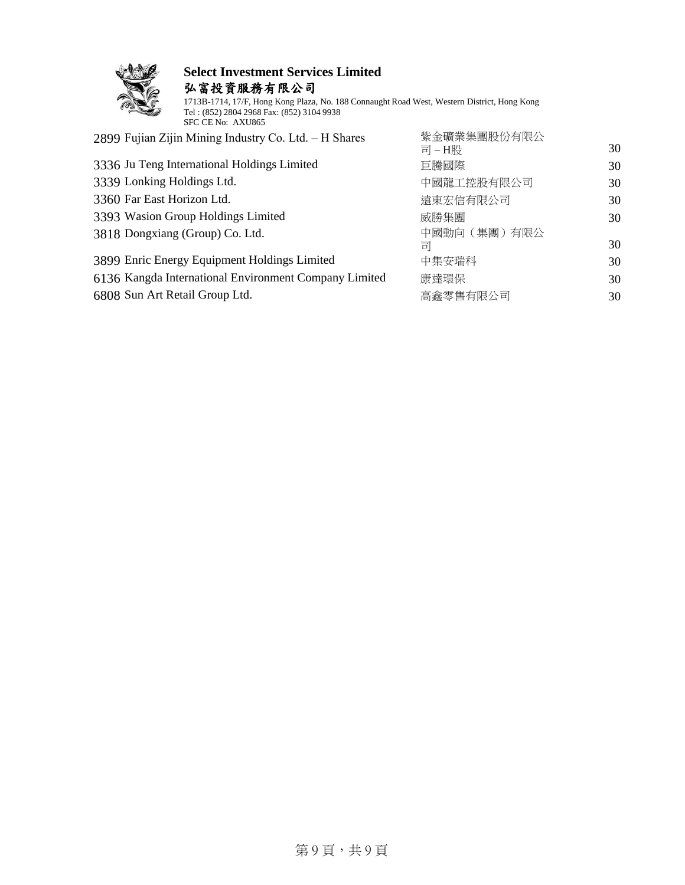**Select Investment Services Limited**
**弘富投資服務有限公司**
1713B-1714, 17/F, Hong Kong Plaza, No. 188 Connaught Road West, Western District, Hong Kong
Tel : (852) 2804 2968 Fax: (852) 3104 9938
SFC CE No: AXU865

| | | | |
|---|---|---|---|
| 2899 | Fujian Zijin Mining Industry Co. Ltd. – H Shares | 紫金礦業集團股份有限公司 – H股 | 30 |
| 3336 | Ju Teng International Holdings Limited | 巨騰國際 | 30 |
| 3339 | Lonking Holdings Ltd. | 中國龍工控股有限公司 | 30 |
| 3360 | Far East Horizon Ltd. | 遠東宏信有限公司 | 30 |
| 3393 | Wasion Group Holdings Limited | 威勝集團 | 30 |
| 3818 | Dongxiang (Group) Co. Ltd. | 中國動向（集團）有限公司 | 30 |
| 3899 | Enric Energy Equipment Holdings Limited | 中集安瑞科 | 30 |
| 6136 | Kangda International Environment Company Limited | 康達環保 | 30 |
| 6808 | Sun Art Retail Group Ltd. | 高鑫零售有限公司 | 30 |